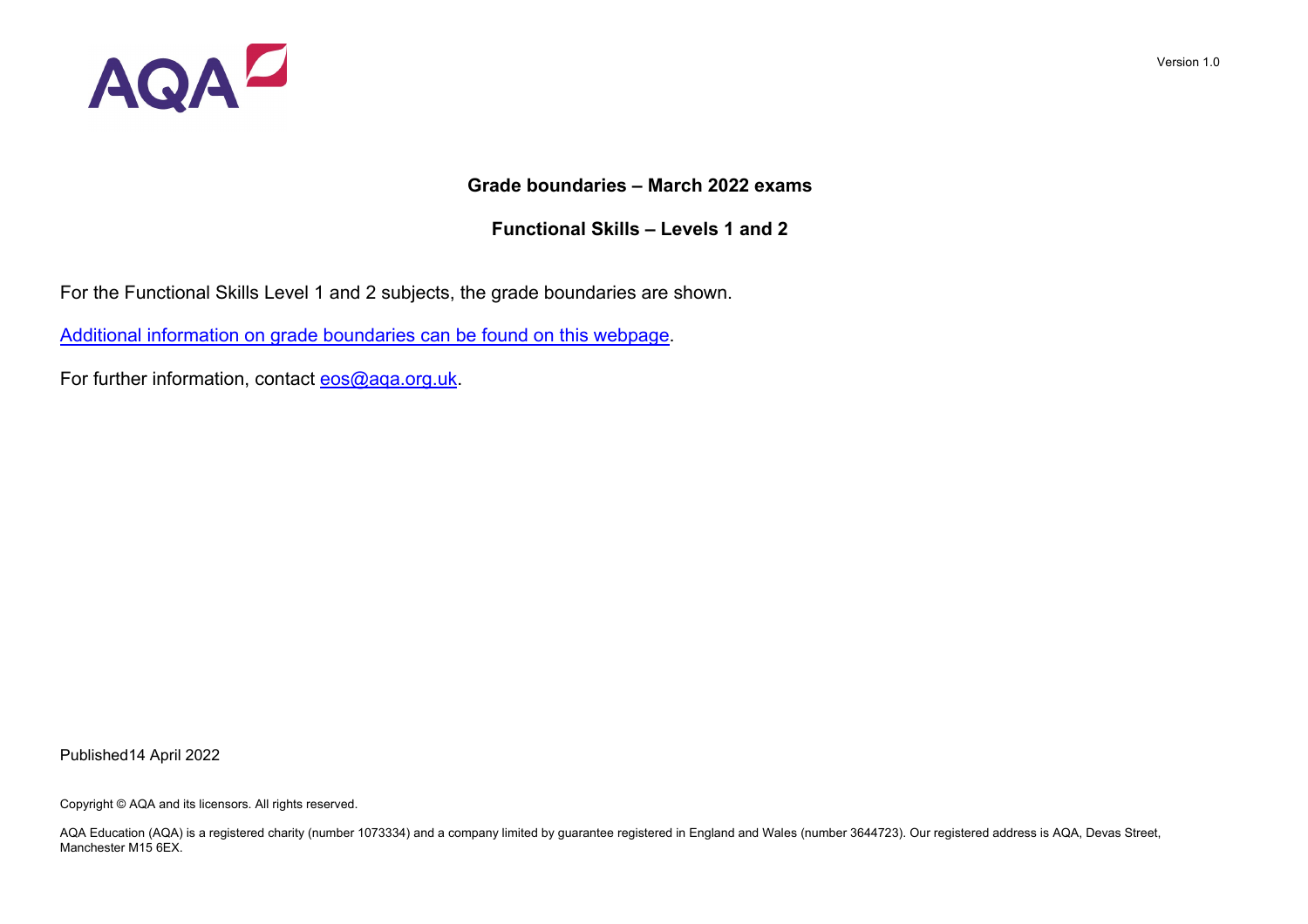Version 1.0

# Grade boundaries – March 2022 exams

## Functional Skills – Levels 1 and 2

For the Functional Skills Level 1 and 2 subjects, the grade boundaries are shown.

Additional information on grade boundaries can be found on this webpage.

For further information, contact eos@aqa.org.uk.

Published14 April 2022

Copyright © AQA and its licensors. All rights reserved.

AQA Education (AQA) is a registered charity (number 1073334) and a company limited by guarantee registered in England and Wales (number 3644723). Our registered address is AQA, Devas Street, Manchester M15 6EX.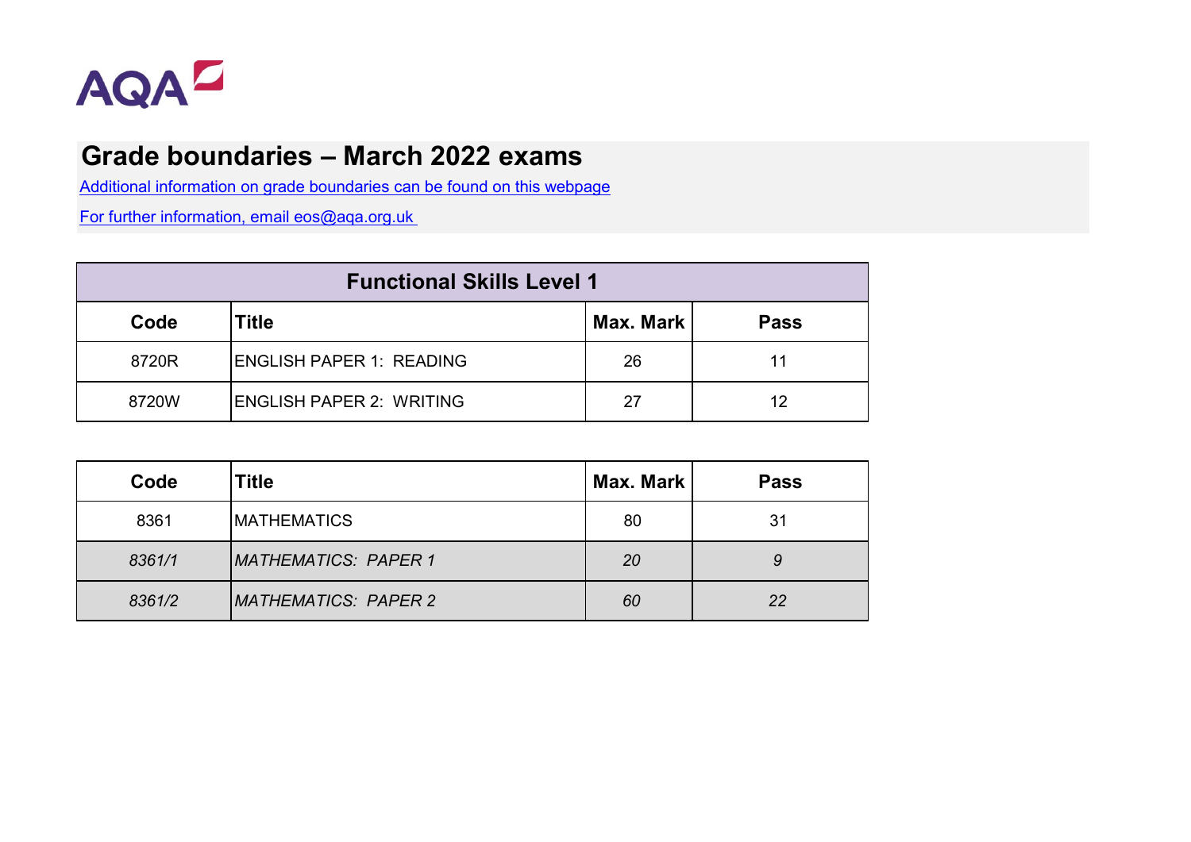AQA

# Grade boundaries – March 2022 exams

[Additional information on grade boundaries can be found on this webpage](#)

For further information, email eos@aqa.org.uk

| Functional Skills Level 1 | | | |
|---|---|---|---|
| **Code** | **Title** | **Max. Mark** | **Pass** |
| 8720R | ENGLISH PAPER 1: READING | 26 | 11 |
| 8720W | ENGLISH PAPER 2: WRITING | 27 | 12 |

| Code | Title | Max. Mark | Pass |
|---|---|---|---|
| 8361 | MATHEMATICS | 80 | 31 |
| *8361/1* | *MATHEMATICS: PAPER 1* | *20* | *9* |
| *8361/2* | *MATHEMATICS: PAPER 2* | *60* | *22* |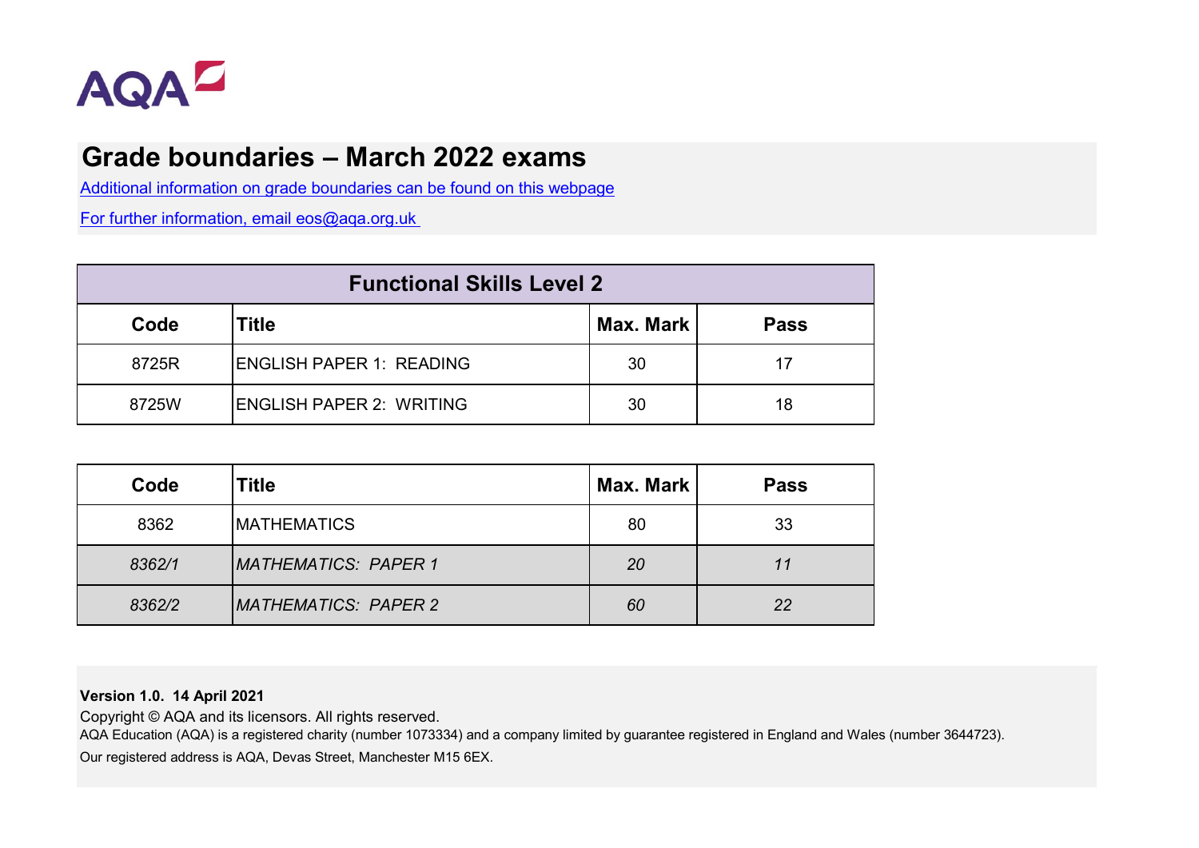AQA

# Grade boundaries – March 2022 exams

Additional information on grade boundaries can be found on this webpage

For further information, email eos@aqa.org.uk

| Functional Skills Level 2 | | | |
|---|---|---|---|
| **Code** | **Title** | **Max. Mark** | **Pass** |
| 8725R | ENGLISH PAPER 1: READING | 30 | 17 |
| 8725W | ENGLISH PAPER 2: WRITING | 30 | 18 |

| Code | Title | Max. Mark | Pass |
|---|---|---|---|
| 8362 | MATHEMATICS | 80 | 33 |
| *8362/1* | *MATHEMATICS: PAPER 1* | *20* | *11* |
| *8362/2* | *MATHEMATICS: PAPER 2* | *60* | *22* |

**Version 1.0. 14 April 2021**

Copyright © AQA and its licensors. All rights reserved.

AQA Education (AQA) is a registered charity (number 1073334) and a company limited by guarantee registered in England and Wales (number 3644723).

Our registered address is AQA, Devas Street, Manchester M15 6EX.